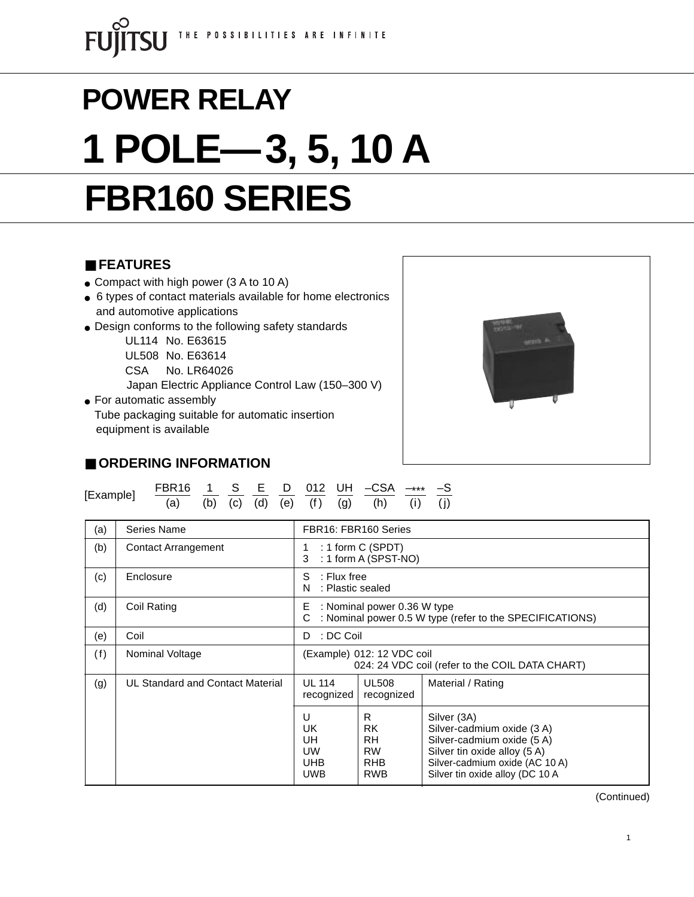# POWER RELAY

# 1 POLE— 3, 5, 10 A

# FBR160 SERIES

## ■ FEATURES

- Compact with high power (3 A to 10 A)
- 6 types of contact materials available for home electronics and automotive applications
- Design conforms to the following safety standards
  - UL114 No. E63615
  - UL508 No. E63614
  - CSA No. LR64026
  - Japan Electric Appliance Control Law (150–300 V)
- For automatic assembly
  Tube packaging suitable for automatic insertion equipment is available

## ■ ORDERING INFORMATION

[Example]

| FBR16 | 1 | S | E | D | 012 | UH | –CSA | –*** | –S |
|---|---|---|---|---|---|---|---|---|---|
| (a) | (b) | (c) | (d) | (e) | (f) | (g) | (h) | (i) | (j) |

| | | | | |
|---|---|---|---|---|
| (a) | Series Name | FBR16: FBR160 Series | | |
| (b) | Contact Arrangement | 1 : 1 form C (SPDT)<br>3 : 1 form A (SPST-NO) | | |
| (c) | Enclosure | S : Flux free<br>N : Plastic sealed | | |
| (d) | Coil Rating | E : Nominal power 0.36 W type<br>C : Nominal power 0.5 W type (refer to the SPECIFICATIONS) | | |
| (e) | Coil | D : DC Coil | | |
| (f) | Nominal Voltage | (Example) 012: 12 VDC coil<br>024: 24 VDC coil (refer to the COIL DATA CHART) | | |
| (g) | UL Standard and Contact Material | UL 114 recognized | UL508 recognized | Material / Rating |
| | | U<br>UK<br>UH<br>UW<br>UHB<br>UWB | R<br>RK<br>RH<br>RW<br>RHB<br>RWB | Silver (3A)<br>Silver-cadmium oxide (3 A)<br>Silver-cadmium oxide (5 A)<br>Silver tin oxide alloy (5 A)<br>Silver-cadmium oxide (AC 10 A)<br>Silver tin oxide alloy (DC 10 A |

(Continued)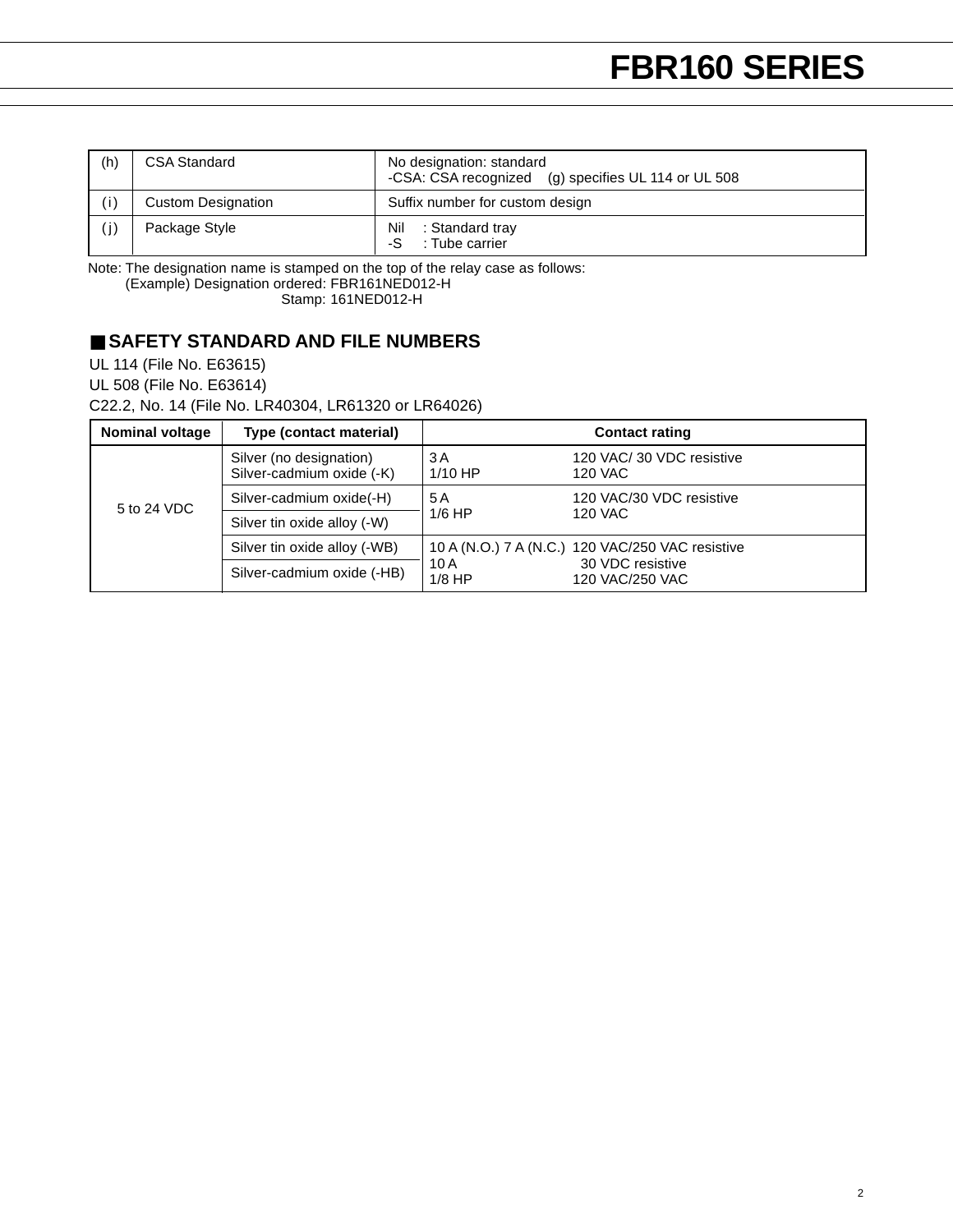| (h) | CSA Standard | No designation: standard<br>-CSA: CSA recognized (g) specifies UL 114 or UL 508 |
|---|---|---|
| (i) | Custom Designation | Suffix number for custom design |
| (j) | Package Style | Nil : Standard tray<br>-S : Tube carrier |

Note: The designation name is stamped on the top of the relay case as follows:
(Example) Designation ordered: FBR161NED012-H
Stamp: 161NED012-H

## ■ SAFETY STANDARD AND FILE NUMBERS

UL 114 (File No. E63615)
UL 508 (File No. E63614)
C22.2, No. 14 (File No. LR40304, LR61320 or LR64026)

| Nominal voltage | Type (contact material) | Contact rating | |
|---|---|---|---|
| 5 to 24 VDC | Silver (no designation)<br>Silver-cadmium oxide (-K) | 3 A<br>1/10 HP | 120 VAC/ 30 VDC resistive<br>120 VAC |
| | Silver-cadmium oxide(-H) | 5 A<br>1/6 HP | 120 VAC/30 VDC resistive<br>120 VAC |
| | Silver tin oxide alloy (-W) | | |
| | Silver tin oxide alloy (-WB) | 10 A (N.O.) 7 A (N.C.)<br>10 A<br>1/8 HP | 120 VAC/250 VAC resistive<br>30 VDC resistive<br>120 VAC/250 VAC |
| | Silver-cadmium oxide (-HB) | | |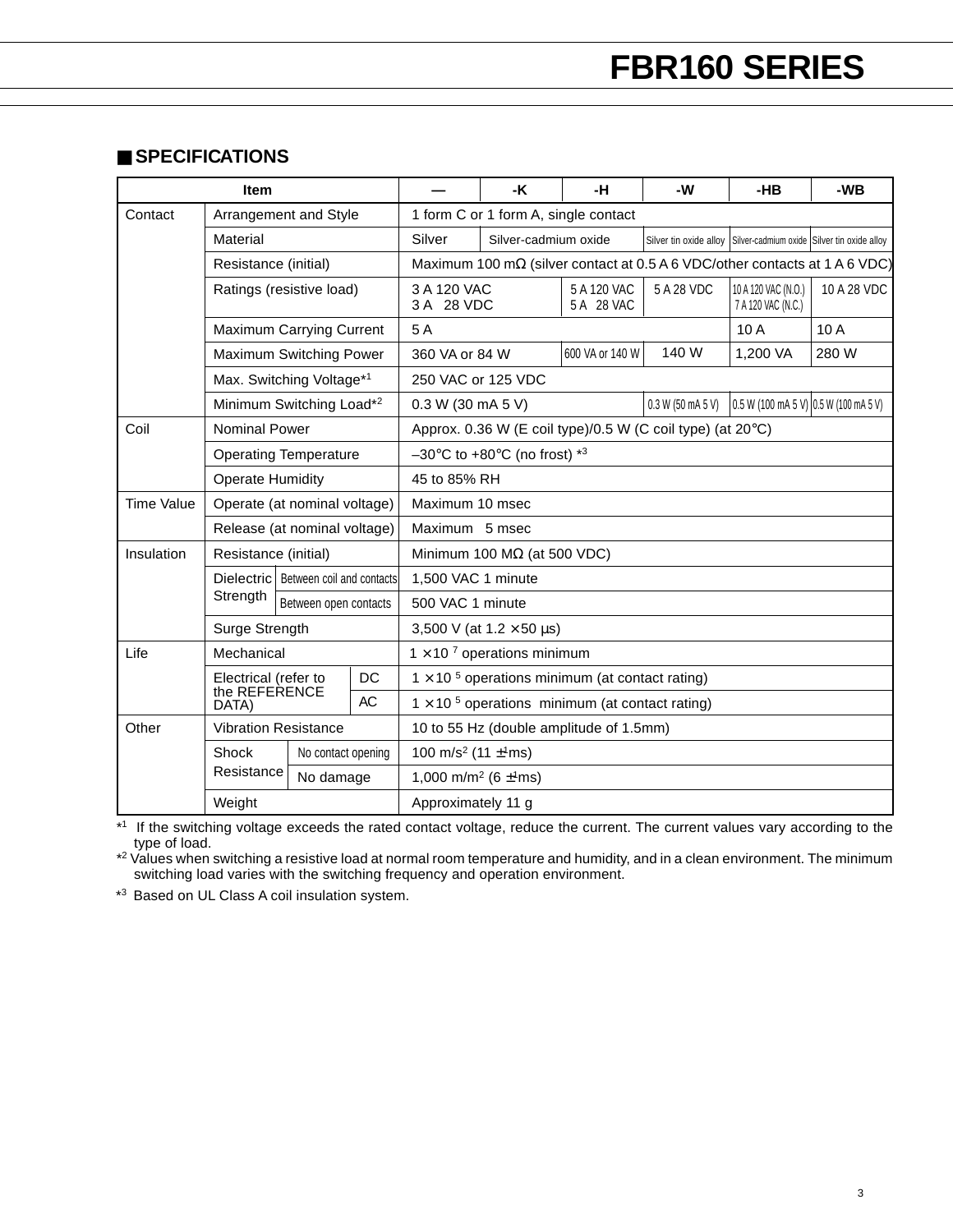# FBR160 SERIES

## ■ SPECIFICATIONS

| Item | | | — | -K | -H | -W | -HB | -WB |
|---|---|---|---|---|---|---|---|---|
| Contact | Arrangement and Style | | 1 form C or 1 form A, single contact | | | | | |
| | Material | | Silver | Silver-cadmium oxide | | Silver tin oxide alloy | Silver-cadmium oxide | Silver tin oxide alloy |
| | Resistance (initial) | | Maximum 100 mΩ (silver contact at 0.5 A 6 VDC/other contacts at 1 A 6 VDC) | | | | | |
| | Ratings (resistive load) | | 3 A 120 VAC<br>3 A 28 VDC | | 5 A 120 VAC<br>5 A 28 VAC | 5 A 28 VDC | 10 A 120 VAC (N.O.)<br>7 A 120 VAC (N.C.) | 10 A 28 VDC |
| | Maximum Carrying Current | | 5 A | | | | 10 A | 10 A |
| | Maximum Switching Power | | 360 VA or 84 W | | 600 VA or 140 W | 140 W | 1,200 VA | 280 W |
| | Max. Switching Voltage*1 | | 250 VAC or 125 VDC | | | | | |
| | Minimum Switching Load*2 | | 0.3 W (30 mA 5 V) | | | 0.3 W (50 mA 5 V) | 0.5 W (100 mA 5 V) | 0.5 W (100 mA 5 V) |
| Coil | Nominal Power | | Approx. 0.36 W (E coil type)/0.5 W (C coil type) (at 20°C) | | | | | |
| | Operating Temperature | | –30°C to +80°C (no frost) *3 | | | | | |
| | Operate Humidity | | 45 to 85% RH | | | | | |
| Time Value | Operate (at nominal voltage) | | Maximum 10 msec | | | | | |
| | Release (at nominal voltage) | | Maximum 5 msec | | | | | |
| Insulation | Resistance (initial) | | Minimum 100 MΩ (at 500 VDC) | | | | | |
| | Dielectric Strength | Between coil and contacts | 1,500 VAC 1 minute | | | | | |
| | | Between open contacts | 500 VAC 1 minute | | | | | |
| | Surge Strength | | 3,500 V (at 1.2 × 50 µs) | | | | | |
| Life | Mechanical | | $1 \times 10^7$ operations minimum | | | | | |
| | Electrical (refer to the REFERENCE DATA) | DC | $1 \times 10^5$ operations minimum (at contact rating) | | | | | |
| | | AC | $1 \times 10^5$ operations minimum (at contact rating) | | | | | |
| Other | Vibration Resistance | | 10 to 55 Hz (double amplitude of 1.5mm) | | | | | |
| | Shock Resistance | No contact opening | 100 m/s² (11 ±1ms) | | | | | |
| | | No damage | 1,000 m/m² (6 ±1ms) | | | | | |
| | Weight | | Approximately 11 g | | | | | |

*1 If the switching voltage exceeds the rated contact voltage, reduce the current. The current values vary according to the type of load.

*2 Values when switching a resistive load at normal room temperature and humidity, and in a clean environment. The minimum switching load varies with the switching frequency and operation environment.

*3 Based on UL Class A coil insulation system.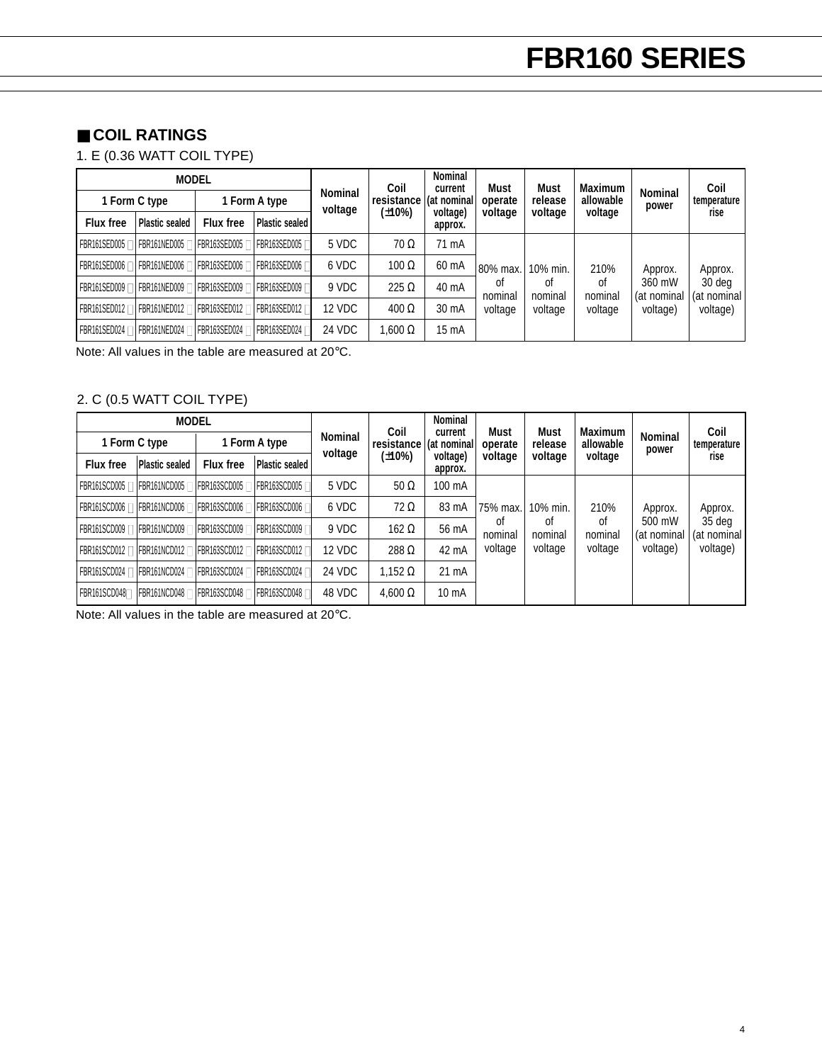# FBR160 SERIES

## ■ COIL RATINGS

1. E (0.36 WATT COIL TYPE)

| MODEL | | | | Nominal voltage | Coil resistance (±10%) | Nominal current (at nominal voltage) approx. | Must operate voltage | Must release voltage | Maximum allowable voltage | Nominal power | Coil temperature rise |
|---|---|---|---|---|---|---|---|---|---|---|---|
| 1 Form C type | | 1 Form A type | | | | | | | | | |
| Flux free | Plastic sealed | Flux free | Plastic sealed | | | | | | | | |
| FBR161SED005 | FBR161NED005 | FBR163SED005 | FBR163SED005 | 5 VDC | 70 Ω | 71 mA | 80% max. of nominal voltage | 10% min. of nominal voltage | 210% of nominal voltage | Approx. 360 mW (at nominal voltage) | Approx. 30 deg (at nominal voltage) |
| FBR161SED006 | FBR161NED006 | FBR163SED006 | FBR163SED006 | 6 VDC | 100 Ω | 60 mA | | | | | |
| FBR161SED009 | FBR161NED009 | FBR163SED009 | FBR163SED009 | 9 VDC | 225 Ω | 40 mA | | | | | |
| FBR161SED012 | FBR161NED012 | FBR163SED012 | FBR163SED012 | 12 VDC | 400 Ω | 30 mA | | | | | |
| FBR161SED024 | FBR161NED024 | FBR163SED024 | FBR163SED024 | 24 VDC | 1,600 Ω | 15 mA | | | | | |

Note: All values in the table are measured at 20°C.

2. C (0.5 WATT COIL TYPE)

| MODEL | | | | Nominal voltage | Coil resistance (±10%) | Nominal current (at nominal voltage) approx. | Must operate voltage | Must release voltage | Maximum allowable voltage | Nominal power | Coil temperature rise |
|---|---|---|---|---|---|---|---|---|---|---|---|
| 1 Form C type | | 1 Form A type | | | | | | | | | |
| Flux free | Plastic sealed | Flux free | Plastic sealed | | | | | | | | |
| FBR161SCD005 | FBR161NCD005 | FBR163SCD005 | FBR163SCD005 | 5 VDC | 50 Ω | 100 mA | 75% max. of nominal voltage | 10% min. of nominal voltage | 210% of nominal voltage | Approx. 500 mW (at nominal voltage) | Approx. 35 deg (at nominal voltage) |
| FBR161SCD006 | FBR161NCD006 | FBR163SCD006 | FBR163SCD006 | 6 VDC | 72 Ω | 83 mA | | | | | |
| FBR161SCD009 | FBR161NCD009 | FBR163SCD009 | FBR163SCD009 | 9 VDC | 162 Ω | 56 mA | | | | | |
| FBR161SCD012 | FBR161NCD012 | FBR163SCD012 | FBR163SCD012 | 12 VDC | 288 Ω | 42 mA | | | | | |
| FBR161SCD024 | FBR161NCD024 | FBR163SCD024 | FBR163SCD024 | 24 VDC | 1,152 Ω | 21 mA | | | | | |
| FBR161SCD048 | FBR161NCD048 | FBR163SCD048 | FBR163SCD048 | 48 VDC | 4,600 Ω | 10 mA | | | | | |

Note: All values in the table are measured at 20°C.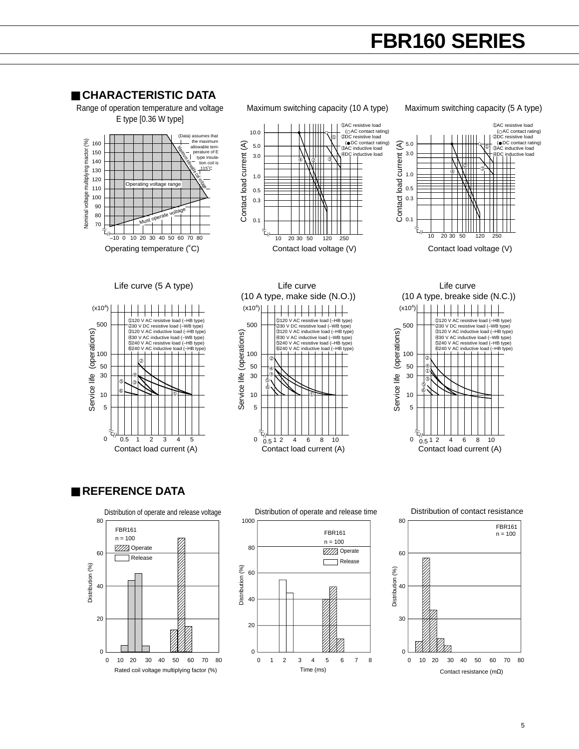# FBR160 SERIES

## ■ CHARACTERISTIC DATA

**Range of operation temperature and voltage E type [0.36 W type]**

Nominal voltage multiplying mactor (%): 70, 80, 90, 100, 110, 120, 130, 140, 150, 160

Operating temperature (˚C): –10, 0, 10, 20, 30, 40, 50, 60, 70, 80

(Data) assumes that the maximum allowable temperature of E type insulation coil is 115˚C

Operating voltage range

Maximum allowable coil voltage

Must operate voltage

**Maximum switching capacity (10 A type)**

Contact load current (A): 0.1, 0.3, 0.5, 1.0, 3.0, 5.0, 10.0

Contact load voltage (V): 10, 20, 30, 50, 120, 250

①AC resistive load (○AC contact rating)
②DC resistive load (●DC contact rating)
③AC inductive load
④DC inductive load

**Maximum switching capacity (5 A type)**

Contact load current (A): 0.1, 0.3, 0.5, 1.0, 3.0, 5.0

Contact load voltage (V): 10, 20, 30, 50, 120, 250

①AC resistive load (○AC contact rating)
②DC resistive load (●DC contact rating)
③AC inductive load
④DC inductive load

**Life curve (5 A type)**

Service life (operations) ($\times 10^4$): 0, 5, 10, 30, 50, 100, 500

Contact load current (A): 0.5, 1, 2, 3, 4, 5

①120 V AC resistive load (–HB type)
②30 V DC resistive load (–WB type)
③120 V AC inductive load (–HB type)
④30 V AC inductive load (–WB type)
⑤240 V AC resistive load (–HB type)
⑥240 V AC inductive load (–HB type)

**Life curve (10 A type, make side (N.O.))**

Service life (operations) ($\times 10^4$): 0, 5, 10, 30, 50, 100, 500

Contact load current (A): 0.5, 1, 2, 4, 6, 8, 10

①120 V AC resistive load (–HB type)
②30 V DC resistive load (–WB type)
③120 V AC inductive load (–HB type)
④30 V AC inductive load (–WB type)
⑤240 V AC resistive load (–HB type)
⑥240 V AC inductive load (–HB type)

**Life curve (10 A type, breake side (N.C.))**

Service life (operations) ($\times 10^4$): 0, 5, 10, 30, 50, 100, 500

Contact load current (A): 0.5, 1, 2, 4, 6, 8, 10

①120 V AC resistive load (–HB type)
②30 V DC resistive load (–WB type)
③120 V AC inductive load (–HB type)
④30 V AC inductive load (–WB type)
⑤240 V AC resistive load (–HB type)
⑥240 V AC inductive load (–HB type)

## ■ REFERENCE DATA

**Distribution of operate and release voltage**

FBR161
n = 100
Operate
Release

Distribution (%): 0, 20, 40, 60, 80

Rated coil voltage multiplying factor (%): 0, 10, 20, 30, 40, 50, 60, 70, 80

**Distribution of operate and release time**

FBR161
n = 100
Operate
Release

Distribution (%): 0, 20, 40, 60, 80, 1000

Time (ms): 0, 1, 2, 3, 4, 5, 6, 7, 8

**Distribution of contact resistance**

FBR161
n = 100

Distribution (%): 0, 30, 40, 60, 80

Contact resistance (mΩ): 0, 10, 20, 30, 40, 50, 60, 70, 80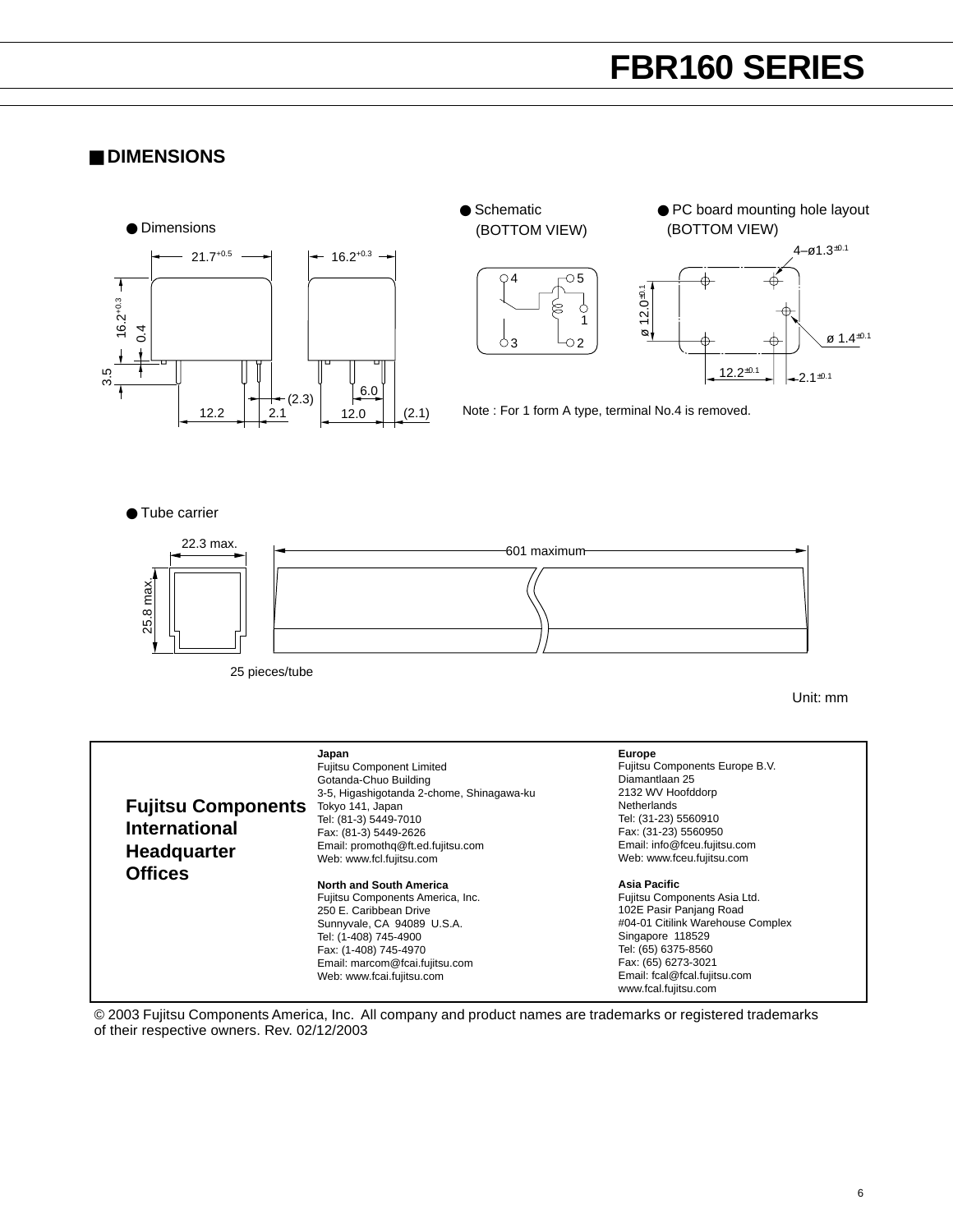## DIMENSIONS

● Dimensions

21.7 $^{+0.5}$

16.2 $^{+0.3}$

16.2 $^{+0.3}$

0.4

3.5

(2.3)

6.0

12.2

2.1

12.0

(2.1)

● Schematic
(BOTTOM VIEW)

4 5 1 3 2

● PC board mounting hole layout
(BOTTOM VIEW)

4–ø1.3 $^{\pm0.1}$

ø 12.0 $^{\pm0.1}$

ø 1.4 $^{\pm0.1}$

12.2 $^{\pm0.1}$

2.1 $^{\pm0.1}$

Note : For 1 form A type, terminal No.4 is removed.

● Tube carrier

22.3 max.

601 maximum

25.8 max.

25 pieces/tube

Unit: mm

**Fujitsu Components International Headquarter Offices**

**Japan**
Fujitsu Component Limited
Gotanda-Chuo Building
3-5, Higashigotanda 2-chome, Shinagawa-ku
Tokyo 141, Japan
Tel: (81-3) 5449-7010
Fax: (81-3) 5449-2626
Email: promothq@ft.ed.fujitsu.com
Web: www.fcl.fujitsu.com

**North and South America**
Fujitsu Components America, Inc.
250 E. Caribbean Drive
Sunnyvale, CA 94089 U.S.A.
Tel: (1-408) 745-4900
Fax: (1-408) 745-4970
Email: marcom@fcai.fujitsu.com
Web: www.fcai.fujitsu.com

**Europe**
Fujitsu Components Europe B.V.
Diamantlaan 25
2132 WV Hoofddorp
Netherlands
Tel: (31-23) 5560910
Fax: (31-23) 5560950
Email: info@fceu.fujitsu.com
Web: www.fceu.fujitsu.com

**Asia Pacific**
Fujitsu Components Asia Ltd.
102E Pasir Panjang Road
#04-01 Citilink Warehouse Complex
Singapore 118529
Tel: (65) 6375-8560
Fax: (65) 6273-3021
Email: fcal@fcal.fujitsu.com
www.fcal.fujitsu.com

© 2003 Fujitsu Components America, Inc. All company and product names are trademarks or registered trademarks of their respective owners. Rev. 02/12/2003